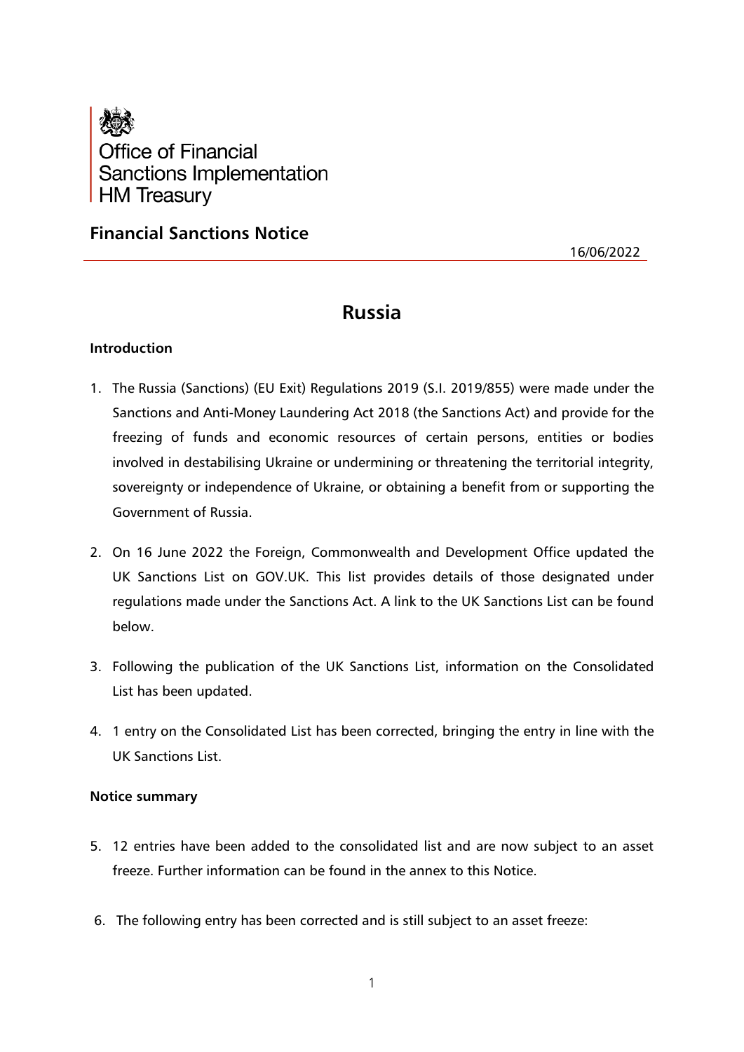Office of Financial Sanctions Implementation
HM Treasury

## Financial Sanctions Notice

16/06/2022

# Russia

### Introduction

1. The Russia (Sanctions) (EU Exit) Regulations 2019 (S.I. 2019/855) were made under the Sanctions and Anti-Money Laundering Act 2018 (the Sanctions Act) and provide for the freezing of funds and economic resources of certain persons, entities or bodies involved in destabilising Ukraine or undermining or threatening the territorial integrity, sovereignty or independence of Ukraine, or obtaining a benefit from or supporting the Government of Russia.

2. On 16 June 2022 the Foreign, Commonwealth and Development Office updated the UK Sanctions List on GOV.UK. This list provides details of those designated under regulations made under the Sanctions Act. A link to the UK Sanctions List can be found below.

3. Following the publication of the UK Sanctions List, information on the Consolidated List has been updated.

4. 1 entry on the Consolidated List has been corrected, bringing the entry in line with the UK Sanctions List.

### Notice summary

5. 12 entries have been added to the consolidated list and are now subject to an asset freeze. Further information can be found in the annex to this Notice.

6. The following entry has been corrected and is still subject to an asset freeze: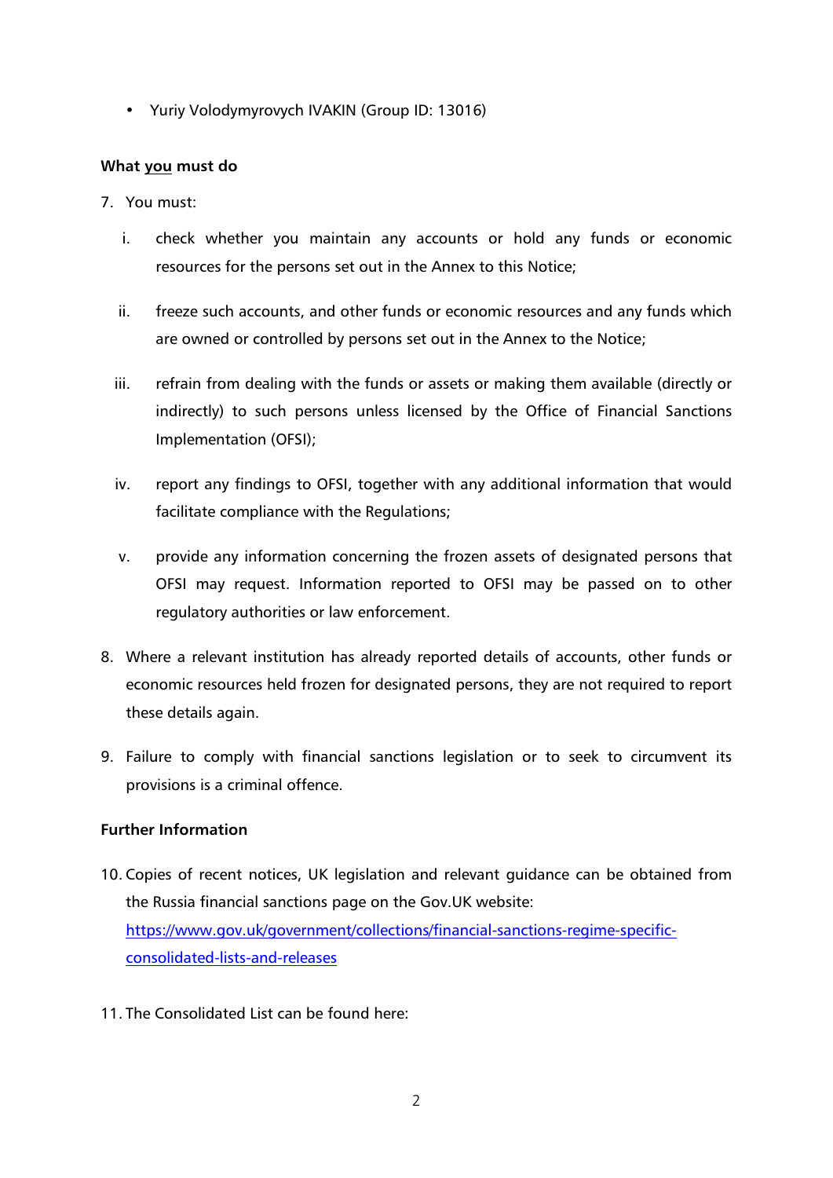- Yuriy Volodymyrovych IVAKIN (Group ID: 13016)

**What you must do**

7. You must:

    i. check whether you maintain any accounts or hold any funds or economic resources for the persons set out in the Annex to this Notice;

    ii. freeze such accounts, and other funds or economic resources and any funds which are owned or controlled by persons set out in the Annex to the Notice;

    iii. refrain from dealing with the funds or assets or making them available (directly or indirectly) to such persons unless licensed by the Office of Financial Sanctions Implementation (OFSI);

    iv. report any findings to OFSI, together with any additional information that would facilitate compliance with the Regulations;

    v. provide any information concerning the frozen assets of designated persons that OFSI may request. Information reported to OFSI may be passed on to other regulatory authorities or law enforcement.

8. Where a relevant institution has already reported details of accounts, other funds or economic resources held frozen for designated persons, they are not required to report these details again.

9. Failure to comply with financial sanctions legislation or to seek to circumvent its provisions is a criminal offence.

**Further Information**

10. Copies of recent notices, UK legislation and relevant guidance can be obtained from the Russia financial sanctions page on the Gov.UK website: [https://www.gov.uk/government/collections/financial-sanctions-regime-specific-consolidated-lists-and-releases](https://www.gov.uk/government/collections/financial-sanctions-regime-specific-consolidated-lists-and-releases)

11. The Consolidated List can be found here: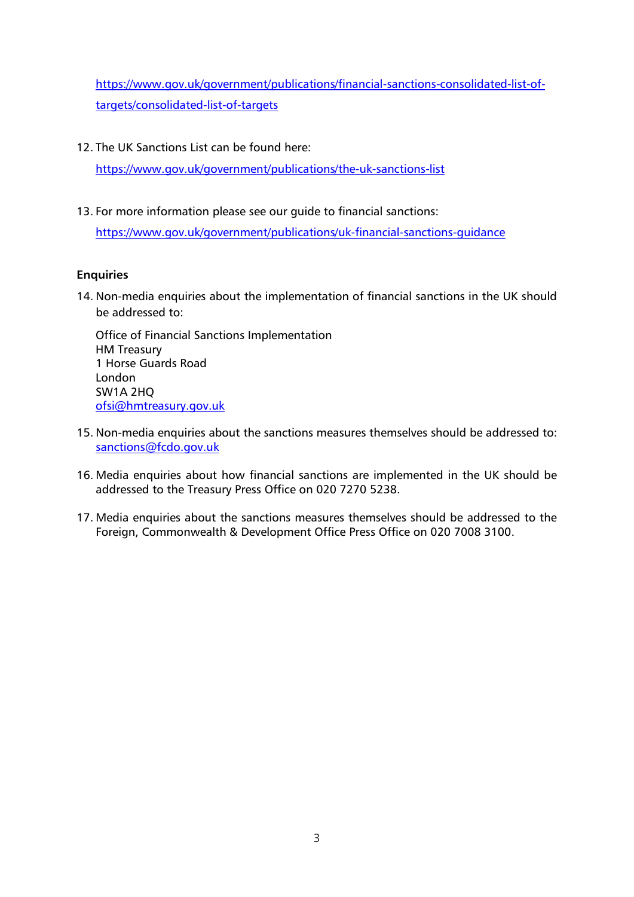https://www.gov.uk/government/publications/financial-sanctions-consolidated-list-of-targets/consolidated-list-of-targets

12. The UK Sanctions List can be found here:
    https://www.gov.uk/government/publications/the-uk-sanctions-list

13. For more information please see our guide to financial sanctions:
    https://www.gov.uk/government/publications/uk-financial-sanctions-guidance

**Enquiries**

14. Non-media enquiries about the implementation of financial sanctions in the UK should be addressed to:

    Office of Financial Sanctions Implementation
    HM Treasury
    1 Horse Guards Road
    London
    SW1A 2HQ
    ofsi@hmtreasury.gov.uk

15. Non-media enquiries about the sanctions measures themselves should be addressed to: sanctions@fcdo.gov.uk

16. Media enquiries about how financial sanctions are implemented in the UK should be addressed to the Treasury Press Office on 020 7270 5238.

17. Media enquiries about the sanctions measures themselves should be addressed to the Foreign, Commonwealth & Development Office Press Office on 020 7008 3100.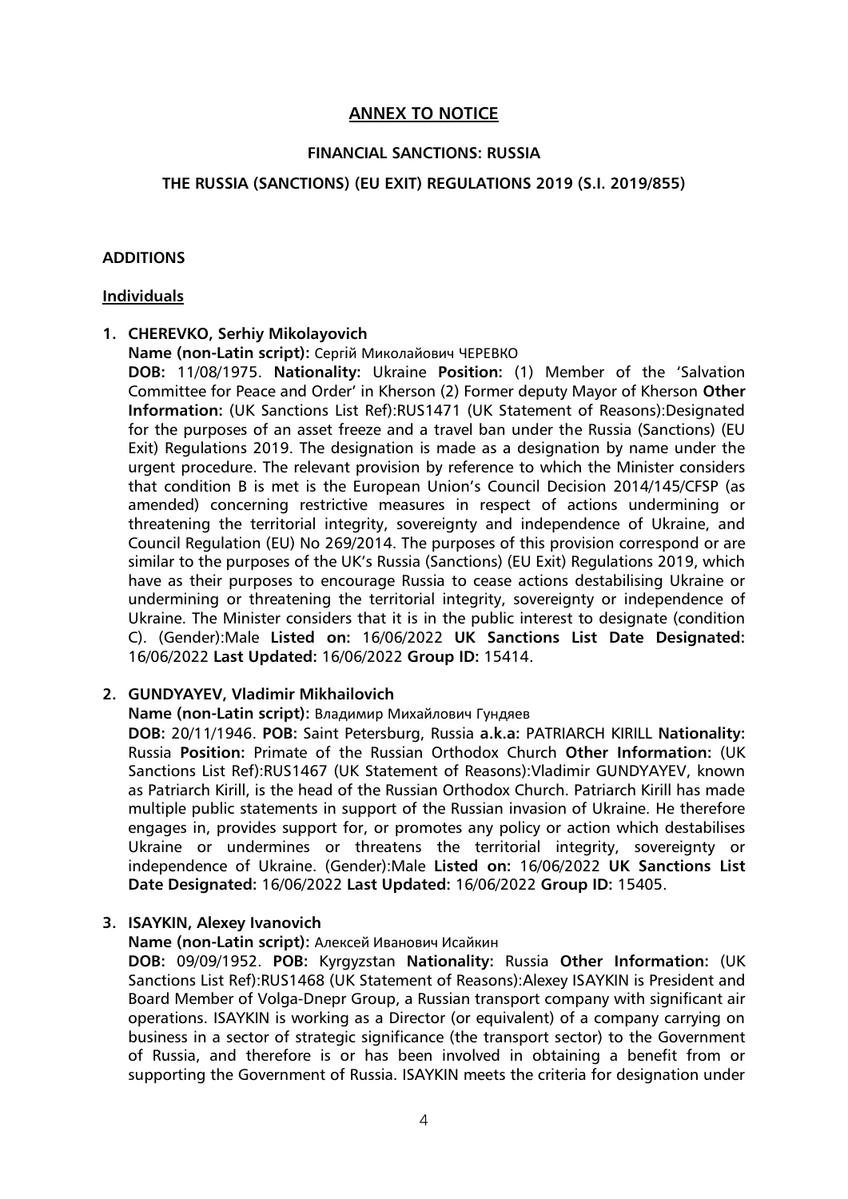## ANNEX TO NOTICE

### FINANCIAL SANCTIONS: RUSSIA

### THE RUSSIA (SANCTIONS) (EU EXIT) REGULATIONS 2019 (S.I. 2019/855)

**ADDITIONS**

**Individuals**

1. **CHEREVKO, Serhiy Mikolayovich**
   **Name (non-Latin script):** Сергій Миколайович ЧЕРЕВКО
   **DOB:** 11/08/1975. **Nationality:** Ukraine **Position:** (1) Member of the 'Salvation Committee for Peace and Order' in Kherson (2) Former deputy Mayor of Kherson **Other Information:** (UK Sanctions List Ref):RUS1471 (UK Statement of Reasons):Designated for the purposes of an asset freeze and a travel ban under the Russia (Sanctions) (EU Exit) Regulations 2019. The designation is made as a designation by name under the urgent procedure. The relevant provision by reference to which the Minister considers that condition B is met is the European Union's Council Decision 2014/145/CFSP (as amended) concerning restrictive measures in respect of actions undermining or threatening the territorial integrity, sovereignty and independence of Ukraine, and Council Regulation (EU) No 269/2014. The purposes of this provision correspond or are similar to the purposes of the UK's Russia (Sanctions) (EU Exit) Regulations 2019, which have as their purposes to encourage Russia to cease actions destabilising Ukraine or undermining or threatening the territorial integrity, sovereignty or independence of Ukraine. The Minister considers that it is in the public interest to designate (condition C). (Gender):Male **Listed on:** 16/06/2022 **UK Sanctions List Date Designated:** 16/06/2022 **Last Updated:** 16/06/2022 **Group ID:** 15414.

2. **GUNDYAYEV, Vladimir Mikhailovich**
   **Name (non-Latin script):** Владимир Михайлович Гундяев
   **DOB:** 20/11/1946. **POB:** Saint Petersburg, Russia **a.k.a:** PATRIARCH KIRILL **Nationality:** Russia **Position:** Primate of the Russian Orthodox Church **Other Information:** (UK Sanctions List Ref):RUS1467 (UK Statement of Reasons):Vladimir GUNDYAYEV, known as Patriarch Kirill, is the head of the Russian Orthodox Church. Patriarch Kirill has made multiple public statements in support of the Russian invasion of Ukraine. He therefore engages in, provides support for, or promotes any policy or action which destabilises Ukraine or undermines or threatens the territorial integrity, sovereignty or independence of Ukraine. (Gender):Male **Listed on:** 16/06/2022 **UK Sanctions List Date Designated:** 16/06/2022 **Last Updated:** 16/06/2022 **Group ID:** 15405.

3. **ISAYKIN, Alexey Ivanovich**
   **Name (non-Latin script):** Алексей Иванович Исайкин
   **DOB:** 09/09/1952. **POB:** Kyrgyzstan **Nationality:** Russia **Other Information:** (UK Sanctions List Ref):RUS1468 (UK Statement of Reasons):Alexey ISAYKIN is President and Board Member of Volga-Dnepr Group, a Russian transport company with significant air operations. ISAYKIN is working as a Director (or equivalent) of a company carrying on business in a sector of strategic significance (the transport sector) to the Government of Russia, and therefore is or has been involved in obtaining a benefit from or supporting the Government of Russia. ISAYKIN meets the criteria for designation under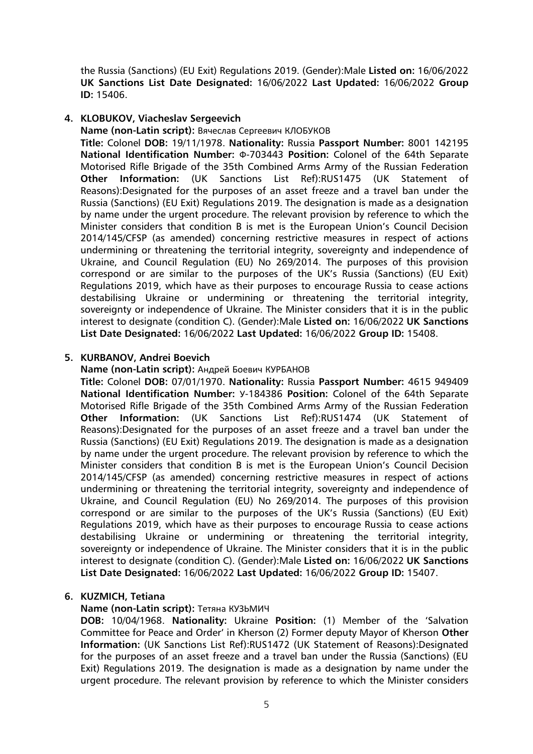the Russia (Sanctions) (EU Exit) Regulations 2019. (Gender):Male **Listed on:** 16/06/2022 **UK Sanctions List Date Designated:** 16/06/2022 **Last Updated:** 16/06/2022 **Group ID:** 15406.

4. **KLOBUKOV, Viacheslav Sergeevich**

   **Name (non-Latin script):** Вячеслав Сергеевич КЛОБУКОВ

   **Title:** Colonel **DOB:** 19/11/1978. **Nationality:** Russia **Passport Number:** 8001 142195 **National Identification Number:** Ф-703443 **Position:** Colonel of the 64th Separate Motorised Rifle Brigade of the 35th Combined Arms Army of the Russian Federation **Other Information:** (UK Sanctions List Ref):RUS1475 (UK Statement of Reasons):Designated for the purposes of an asset freeze and a travel ban under the Russia (Sanctions) (EU Exit) Regulations 2019. The designation is made as a designation by name under the urgent procedure. The relevant provision by reference to which the Minister considers that condition B is met is the European Union's Council Decision 2014/145/CFSP (as amended) concerning restrictive measures in respect of actions undermining or threatening the territorial integrity, sovereignty and independence of Ukraine, and Council Regulation (EU) No 269/2014. The purposes of this provision correspond or are similar to the purposes of the UK's Russia (Sanctions) (EU Exit) Regulations 2019, which have as their purposes to encourage Russia to cease actions destabilising Ukraine or undermining or threatening the territorial integrity, sovereignty or independence of Ukraine. The Minister considers that it is in the public interest to designate (condition C). (Gender):Male **Listed on:** 16/06/2022 **UK Sanctions List Date Designated:** 16/06/2022 **Last Updated:** 16/06/2022 **Group ID:** 15408.

5. **KURBANOV, Andrei Boevich**

   **Name (non-Latin script):** Андрей Боевич КУРБАНОВ

   **Title:** Colonel **DOB:** 07/01/1970. **Nationality:** Russia **Passport Number:** 4615 949409 **National Identification Number:** У-184386 **Position:** Colonel of the 64th Separate Motorised Rifle Brigade of the 35th Combined Arms Army of the Russian Federation **Other Information:** (UK Sanctions List Ref):RUS1474 (UK Statement of Reasons):Designated for the purposes of an asset freeze and a travel ban under the Russia (Sanctions) (EU Exit) Regulations 2019. The designation is made as a designation by name under the urgent procedure. The relevant provision by reference to which the Minister considers that condition B is met is the European Union's Council Decision 2014/145/CFSP (as amended) concerning restrictive measures in respect of actions undermining or threatening the territorial integrity, sovereignty and independence of Ukraine, and Council Regulation (EU) No 269/2014. The purposes of this provision correspond or are similar to the purposes of the UK's Russia (Sanctions) (EU Exit) Regulations 2019, which have as their purposes to encourage Russia to cease actions destabilising Ukraine or undermining or threatening the territorial integrity, sovereignty or independence of Ukraine. The Minister considers that it is in the public interest to designate (condition C). (Gender):Male **Listed on:** 16/06/2022 **UK Sanctions List Date Designated:** 16/06/2022 **Last Updated:** 16/06/2022 **Group ID:** 15407.

6. **KUZMICH, Tetiana**

   **Name (non-Latin script):** Тетяна КУЗЬМИЧ

   **DOB:** 10/04/1968. **Nationality:** Ukraine **Position:** (1) Member of the 'Salvation Committee for Peace and Order' in Kherson (2) Former deputy Mayor of Kherson **Other Information:** (UK Sanctions List Ref):RUS1472 (UK Statement of Reasons):Designated for the purposes of an asset freeze and a travel ban under the Russia (Sanctions) (EU Exit) Regulations 2019. The designation is made as a designation by name under the urgent procedure. The relevant provision by reference to which the Minister considers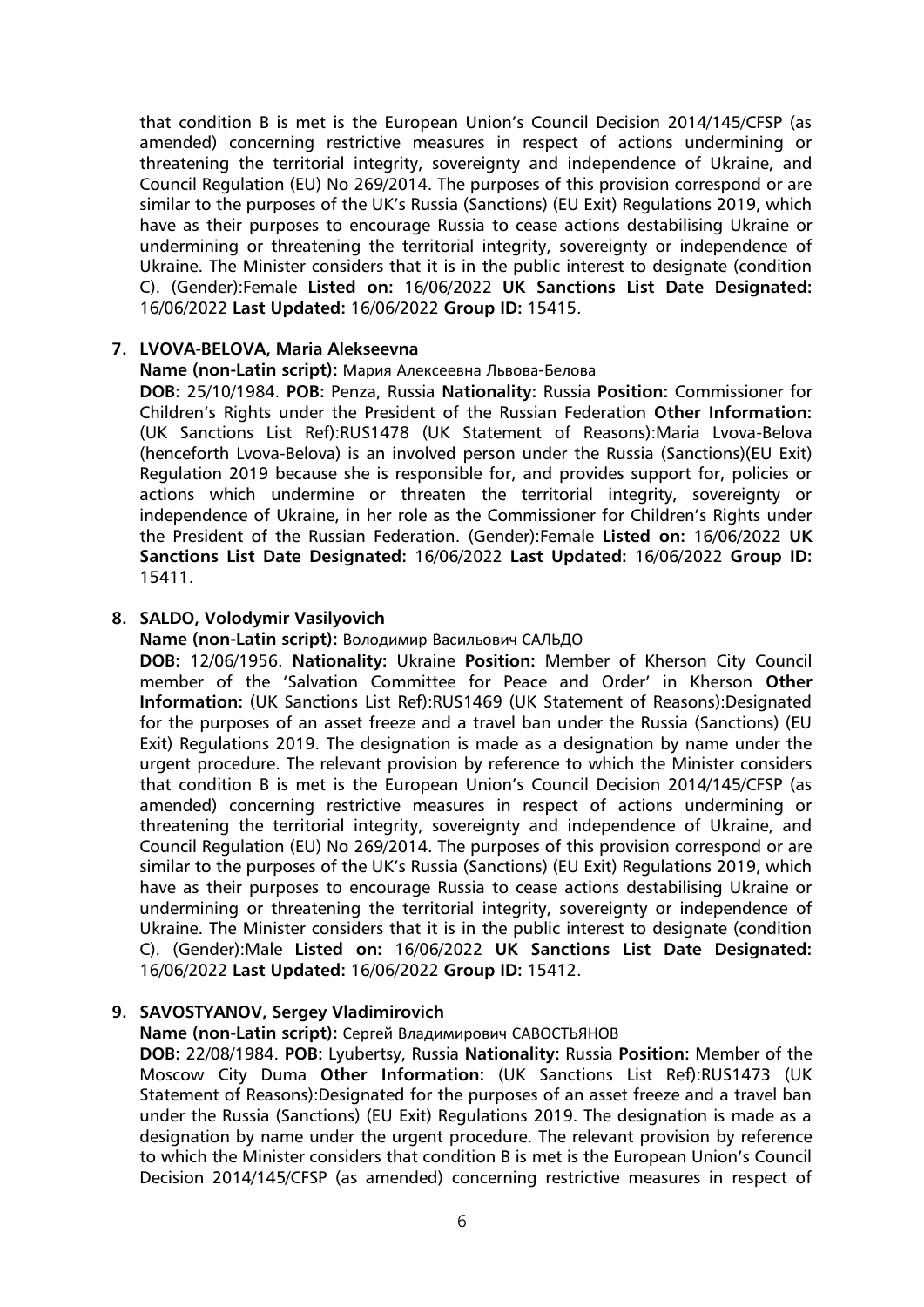that condition B is met is the European Union's Council Decision 2014/145/CFSP (as amended) concerning restrictive measures in respect of actions undermining or threatening the territorial integrity, sovereignty and independence of Ukraine, and Council Regulation (EU) No 269/2014. The purposes of this provision correspond or are similar to the purposes of the UK's Russia (Sanctions) (EU Exit) Regulations 2019, which have as their purposes to encourage Russia to cease actions destabilising Ukraine or undermining or threatening the territorial integrity, sovereignty or independence of Ukraine. The Minister considers that it is in the public interest to designate (condition C). (Gender):Female **Listed on:** 16/06/2022 **UK Sanctions List Date Designated:** 16/06/2022 **Last Updated:** 16/06/2022 **Group ID:** 15415.

7. **LVOVA-BELOVA, Maria Alekseevna**

   **Name (non-Latin script):** Мария Алексеевна Львова-Белова

   **DOB:** 25/10/1984. **POB:** Penza, Russia **Nationality:** Russia **Position:** Commissioner for Children's Rights under the President of the Russian Federation **Other Information:** (UK Sanctions List Ref):RUS1478 (UK Statement of Reasons):Maria Lvova-Belova (henceforth Lvova-Belova) is an involved person under the Russia (Sanctions)(EU Exit) Regulation 2019 because she is responsible for, and provides support for, policies or actions which undermine or threaten the territorial integrity, sovereignty or independence of Ukraine, in her role as the Commissioner for Children's Rights under the President of the Russian Federation. (Gender):Female **Listed on:** 16/06/2022 **UK Sanctions List Date Designated:** 16/06/2022 **Last Updated:** 16/06/2022 **Group ID:** 15411.

8. **SALDO, Volodymir Vasilyovich**

   **Name (non-Latin script):** Володимир Васильович САЛЬДО

   **DOB:** 12/06/1956. **Nationality:** Ukraine **Position:** Member of Kherson City Council member of the 'Salvation Committee for Peace and Order' in Kherson **Other Information:** (UK Sanctions List Ref):RUS1469 (UK Statement of Reasons):Designated for the purposes of an asset freeze and a travel ban under the Russia (Sanctions) (EU Exit) Regulations 2019. The designation is made as a designation by name under the urgent procedure. The relevant provision by reference to which the Minister considers that condition B is met is the European Union's Council Decision 2014/145/CFSP (as amended) concerning restrictive measures in respect of actions undermining or threatening the territorial integrity, sovereignty and independence of Ukraine, and Council Regulation (EU) No 269/2014. The purposes of this provision correspond or are similar to the purposes of the UK's Russia (Sanctions) (EU Exit) Regulations 2019, which have as their purposes to encourage Russia to cease actions destabilising Ukraine or undermining or threatening the territorial integrity, sovereignty or independence of Ukraine. The Minister considers that it is in the public interest to designate (condition C). (Gender):Male **Listed on:** 16/06/2022 **UK Sanctions List Date Designated:** 16/06/2022 **Last Updated:** 16/06/2022 **Group ID:** 15412.

9. **SAVOSTYANOV, Sergey Vladimirovich**

   **Name (non-Latin script):** Сергей Владимирович САВОСТЬЯНОВ

   **DOB:** 22/08/1984. **POB:** Lyubertsy, Russia **Nationality:** Russia **Position:** Member of the Moscow City Duma **Other Information:** (UK Sanctions List Ref):RUS1473 (UK Statement of Reasons):Designated for the purposes of an asset freeze and a travel ban under the Russia (Sanctions) (EU Exit) Regulations 2019. The designation is made as a designation by name under the urgent procedure. The relevant provision by reference to which the Minister considers that condition B is met is the European Union's Council Decision 2014/145/CFSP (as amended) concerning restrictive measures in respect of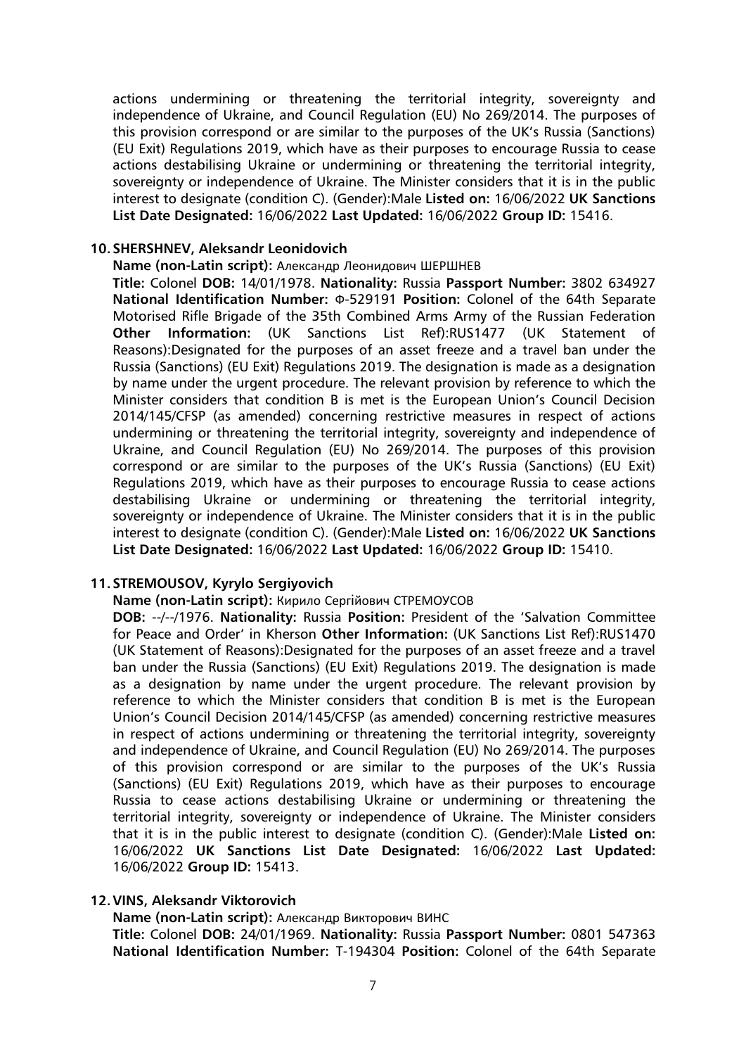actions undermining or threatening the territorial integrity, sovereignty and independence of Ukraine, and Council Regulation (EU) No 269/2014. The purposes of this provision correspond or are similar to the purposes of the UK's Russia (Sanctions) (EU Exit) Regulations 2019, which have as their purposes to encourage Russia to cease actions destabilising Ukraine or undermining or threatening the territorial integrity, sovereignty or independence of Ukraine. The Minister considers that it is in the public interest to designate (condition C). (Gender):Male **Listed on:** 16/06/2022 **UK Sanctions List Date Designated:** 16/06/2022 **Last Updated:** 16/06/2022 **Group ID:** 15416.

10. **SHERSHNEV, Aleksandr Leonidovich**

**Name (non-Latin script):** Александр Леонидович ШЕРШНЕВ

**Title:** Colonel **DOB:** 14/01/1978. **Nationality:** Russia **Passport Number:** 3802 634927 **National Identification Number:** Ф-529191 **Position:** Colonel of the 64th Separate Motorised Rifle Brigade of the 35th Combined Arms Army of the Russian Federation **Other Information:** (UK Sanctions List Ref):RUS1477 (UK Statement of Reasons):Designated for the purposes of an asset freeze and a travel ban under the Russia (Sanctions) (EU Exit) Regulations 2019. The designation is made as a designation by name under the urgent procedure. The relevant provision by reference to which the Minister considers that condition B is met is the European Union's Council Decision 2014/145/CFSP (as amended) concerning restrictive measures in respect of actions undermining or threatening the territorial integrity, sovereignty and independence of Ukraine, and Council Regulation (EU) No 269/2014. The purposes of this provision correspond or are similar to the purposes of the UK's Russia (Sanctions) (EU Exit) Regulations 2019, which have as their purposes to encourage Russia to cease actions destabilising Ukraine or undermining or threatening the territorial integrity, sovereignty or independence of Ukraine. The Minister considers that it is in the public interest to designate (condition C). (Gender):Male **Listed on:** 16/06/2022 **UK Sanctions List Date Designated:** 16/06/2022 **Last Updated:** 16/06/2022 **Group ID:** 15410.

11. **STREMOUSOV, Kyrylo Sergiyovich**

**Name (non-Latin script):** Кирило Сергійович СТРЕМОУСОВ

**DOB:** --/--/1976. **Nationality:** Russia **Position:** President of the 'Salvation Committee for Peace and Order' in Kherson **Other Information:** (UK Sanctions List Ref):RUS1470 (UK Statement of Reasons):Designated for the purposes of an asset freeze and a travel ban under the Russia (Sanctions) (EU Exit) Regulations 2019. The designation is made as a designation by name under the urgent procedure. The relevant provision by reference to which the Minister considers that condition B is met is the European Union's Council Decision 2014/145/CFSP (as amended) concerning restrictive measures in respect of actions undermining or threatening the territorial integrity, sovereignty and independence of Ukraine, and Council Regulation (EU) No 269/2014. The purposes of this provision correspond or are similar to the purposes of the UK's Russia (Sanctions) (EU Exit) Regulations 2019, which have as their purposes to encourage Russia to cease actions destabilising Ukraine or undermining or threatening the territorial integrity, sovereignty or independence of Ukraine. The Minister considers that it is in the public interest to designate (condition C). (Gender):Male **Listed on:** 16/06/2022 **UK Sanctions List Date Designated:** 16/06/2022 **Last Updated:** 16/06/2022 **Group ID:** 15413.

12. **VINS, Aleksandr Viktorovich**

**Name (non-Latin script):** Александр Викторович ВИНС

**Title:** Colonel **DOB:** 24/01/1969. **Nationality:** Russia **Passport Number:** 0801 547363 **National Identification Number:** T-194304 **Position:** Colonel of the 64th Separate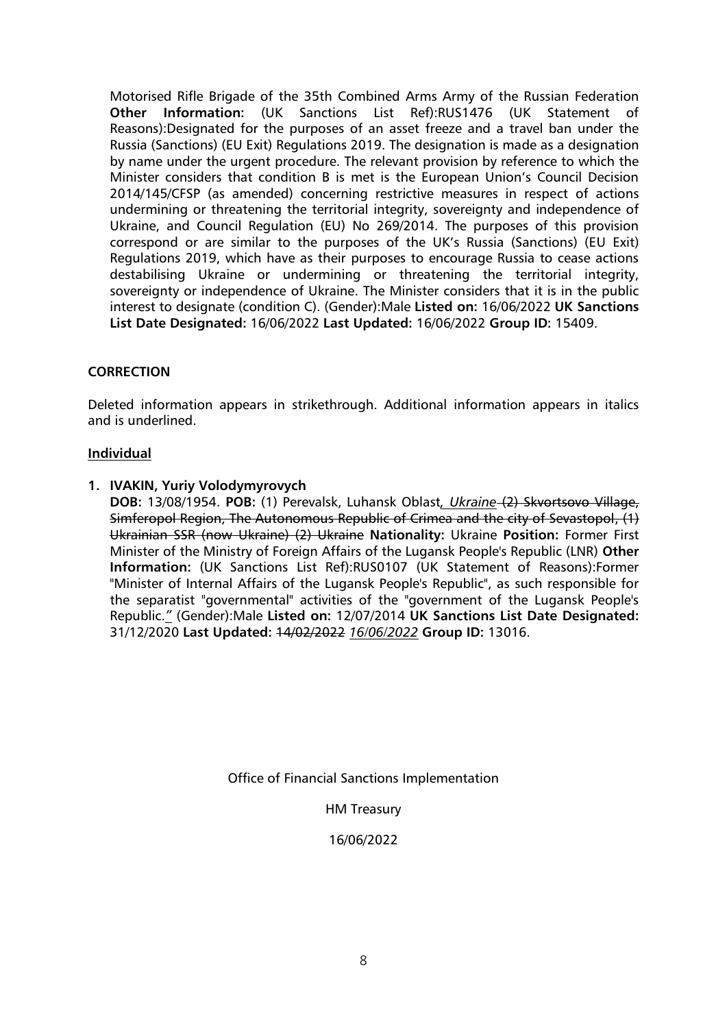Motorised Rifle Brigade of the 35th Combined Arms Army of the Russian Federation **Other Information:** (UK Sanctions List Ref):RUS1476 (UK Statement of Reasons):Designated for the purposes of an asset freeze and a travel ban under the Russia (Sanctions) (EU Exit) Regulations 2019. The designation is made as a designation by name under the urgent procedure. The relevant provision by reference to which the Minister considers that condition B is met is the European Union's Council Decision 2014/145/CFSP (as amended) concerning restrictive measures in respect of actions undermining or threatening the territorial integrity, sovereignty and independence of Ukraine, and Council Regulation (EU) No 269/2014. The purposes of this provision correspond or are similar to the purposes of the UK's Russia (Sanctions) (EU Exit) Regulations 2019, which have as their purposes to encourage Russia to cease actions destabilising Ukraine or undermining or threatening the territorial integrity, sovereignty or independence of Ukraine. The Minister considers that it is in the public interest to designate (condition C). (Gender):Male **Listed on:** 16/06/2022 **UK Sanctions List Date Designated:** 16/06/2022 **Last Updated:** 16/06/2022 **Group ID:** 15409.

**CORRECTION**

Deleted information appears in strikethrough. Additional information appears in italics and is underlined.

**Individual**

1. **IVAKIN, Yuriy Volodymyrovych**
   **DOB:** 13/08/1954. **POB:** (1) Perevalsk, Luhansk Oblast<u>*, Ukraine*</u> ~~(2) Skvortsovo Village, Simferopol Region, The Autonomous Republic of Crimea and the city of Sevastopol, (1) Ukrainian SSR (now Ukraine) (2) Ukraine~~ **Nationality:** Ukraine **Position:** Former First Minister of the Ministry of Foreign Affairs of the Lugansk People's Republic (LNR) **Other Information:** (UK Sanctions List Ref):RUS0107 (UK Statement of Reasons):Former "Minister of Internal Affairs of the Lugansk People's Republic", as such responsible for the separatist "governmental" activities of the "government of the Lugansk People's Republic.<u>*"*</u> (Gender):Male **Listed on:** 12/07/2014 **UK Sanctions List Date Designated:** 31/12/2020 **Last Updated:** ~~14/02/2022~~ <u>*16/06/2022*</u> **Group ID:** 13016.

Office of Financial Sanctions Implementation

HM Treasury

16/06/2022